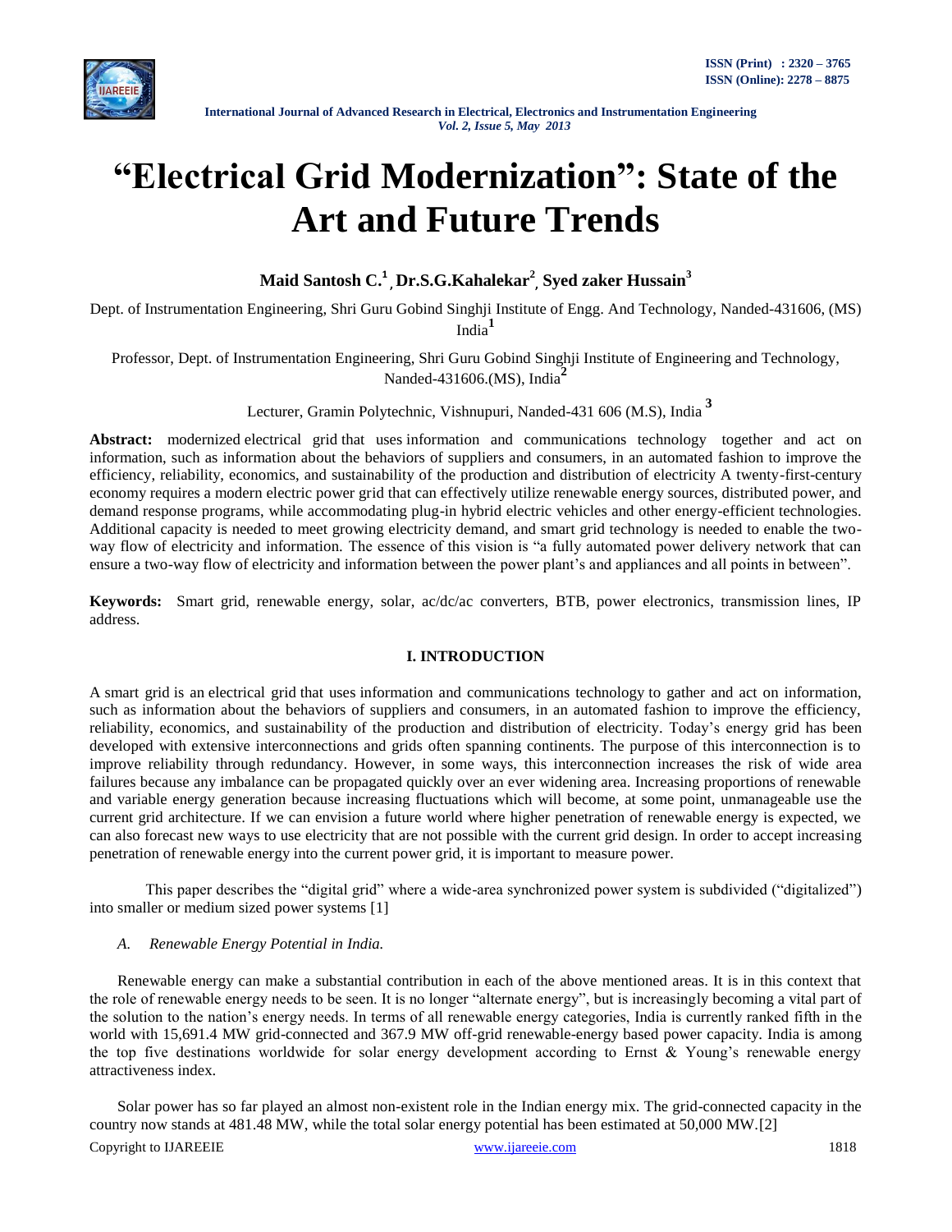# "Electrical Grid Modernization": State of the Art and Future Trends

**Maid Santosh C.[1], Dr.S.G.Kahalekar[2], Syed zaker Hussain[3]**

Dept. of Instrumentation Engineering, Shri Guru Gobind Singhji Institute of Engg. And Technology, Nanded-431606, (MS) India[1]

Professor, Dept. of Instrumentation Engineering, Shri Guru Gobind Singhji Institute of Engineering and Technology, Nanded-431606.(MS), India[2]

Lecturer, Gramin Polytechnic, Vishnupuri, Nanded-431 606 (M.S), India [3]

**Abstract:** modernized electrical grid that uses information and communications technology together and act on information, such as information about the behaviors of suppliers and consumers, in an automated fashion to improve the efficiency, reliability, economics, and sustainability of the production and distribution of electricity A twenty-first-century economy requires a modern electric power grid that can effectively utilize renewable energy sources, distributed power, and demand response programs, while accommodating plug-in hybrid electric vehicles and other energy-efficient technologies. Additional capacity is needed to meet growing electricity demand, and smart grid technology is needed to enable the two-way flow of electricity and information. The essence of this vision is "a fully automated power delivery network that can ensure a two-way flow of electricity and information between the power plant's and appliances and all points in between".

**Keywords:** Smart grid, renewable energy, solar, ac/dc/ac converters, BTB, power electronics, transmission lines, IP address.

## I. INTRODUCTION

A smart grid is an electrical grid that uses information and communications technology to gather and act on information, such as information about the behaviors of suppliers and consumers, in an automated fashion to improve the efficiency, reliability, economics, and sustainability of the production and distribution of electricity. Today's energy grid has been developed with extensive interconnections and grids often spanning continents. The purpose of this interconnection is to improve reliability through redundancy. However, in some ways, this interconnection increases the risk of wide area failures because any imbalance can be propagated quickly over an ever widening area. Increasing proportions of renewable and variable energy generation because increasing fluctuations which will become, at some point, unmanageable use the current grid architecture. If we can envision a future world where higher penetration of renewable energy is expected, we can also forecast new ways to use electricity that are not possible with the current grid design. In order to accept increasing penetration of renewable energy into the current power grid, it is important to measure power.

This paper describes the "digital grid" where a wide-area synchronized power system is subdivided ("digitalized") into smaller or medium sized power systems [1]

### *A. Renewable Energy Potential in India.*

Renewable energy can make a substantial contribution in each of the above mentioned areas. It is in this context that the role of renewable energy needs to be seen. It is no longer "alternate energy", but is increasingly becoming a vital part of the solution to the nation's energy needs. In terms of all renewable energy categories, India is currently ranked fifth in the world with 15,691.4 MW grid-connected and 367.9 MW off-grid renewable-energy based power capacity. India is among the top five destinations worldwide for solar energy development according to Ernst & Young's renewable energy attractiveness index.

Solar power has so far played an almost non-existent role in the Indian energy mix. The grid-connected capacity in the country now stands at 481.48 MW, while the total solar energy potential has been estimated at 50,000 MW.[2]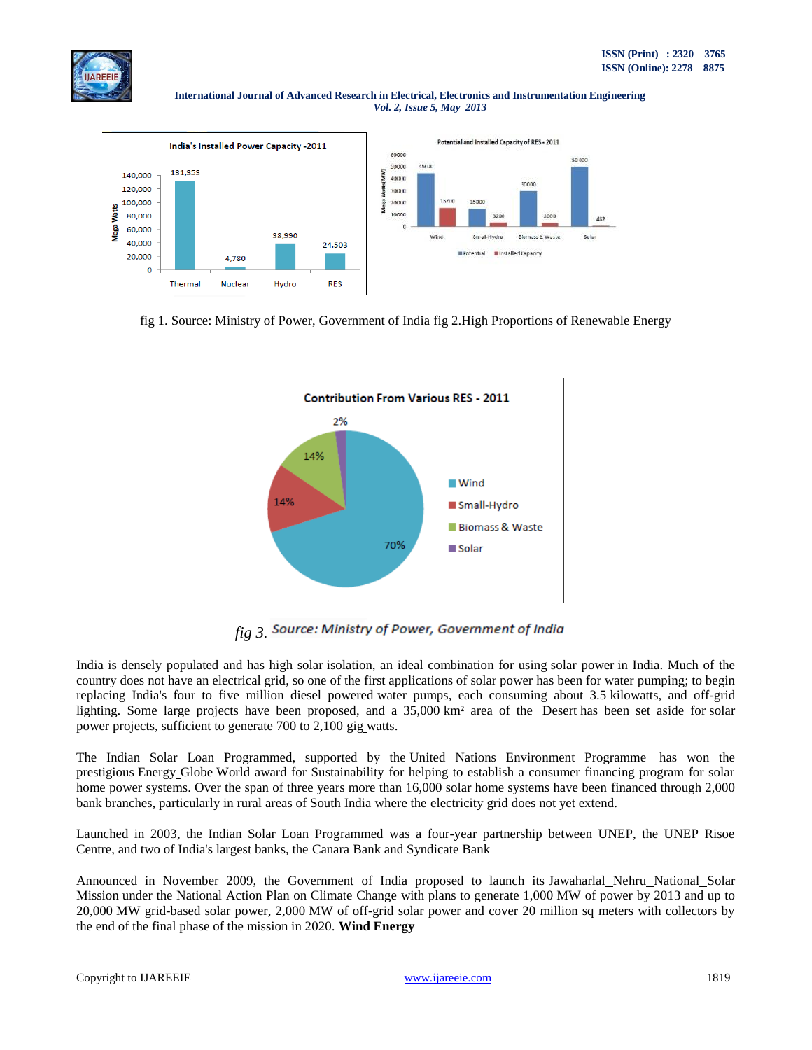fig 1. Source: Ministry of Power, Government of India fig 2.High Proportions of Renewable Energy

fig 3. Source: Ministry of Power, Government of India

India is densely populated and has high solar isolation, an ideal combination for using solar power in India. Much of the country does not have an electrical grid, so one of the first applications of solar power has been for water pumping; to begin replacing India's four to five million diesel powered water pumps, each consuming about 3.5 kilowatts, and off-grid lighting. Some large projects have been proposed, and a 35,000 km² area of the _Desert has been set aside for solar power projects, sufficient to generate 700 to 2,100 gig watts.

The Indian Solar Loan Programmed, supported by the United Nations Environment Programme has won the prestigious Energy Globe World award for Sustainability for helping to establish a consumer financing program for solar home power systems. Over the span of three years more than 16,000 solar home systems have been financed through 2,000 bank branches, particularly in rural areas of South India where the electricity grid does not yet extend.

Launched in 2003, the Indian Solar Loan Programmed was a four-year partnership between UNEP, the UNEP Risoe Centre, and two of India's largest banks, the Canara Bank and Syndicate Bank

Announced in November 2009, the Government of India proposed to launch its Jawaharlal_Nehru_National_Solar Mission under the National Action Plan on Climate Change with plans to generate 1,000 MW of power by 2013 and up to 20,000 MW grid-based solar power, 2,000 MW of off-grid solar power and cover 20 million sq meters with collectors by the end of the final phase of the mission in 2020. **Wind Energy**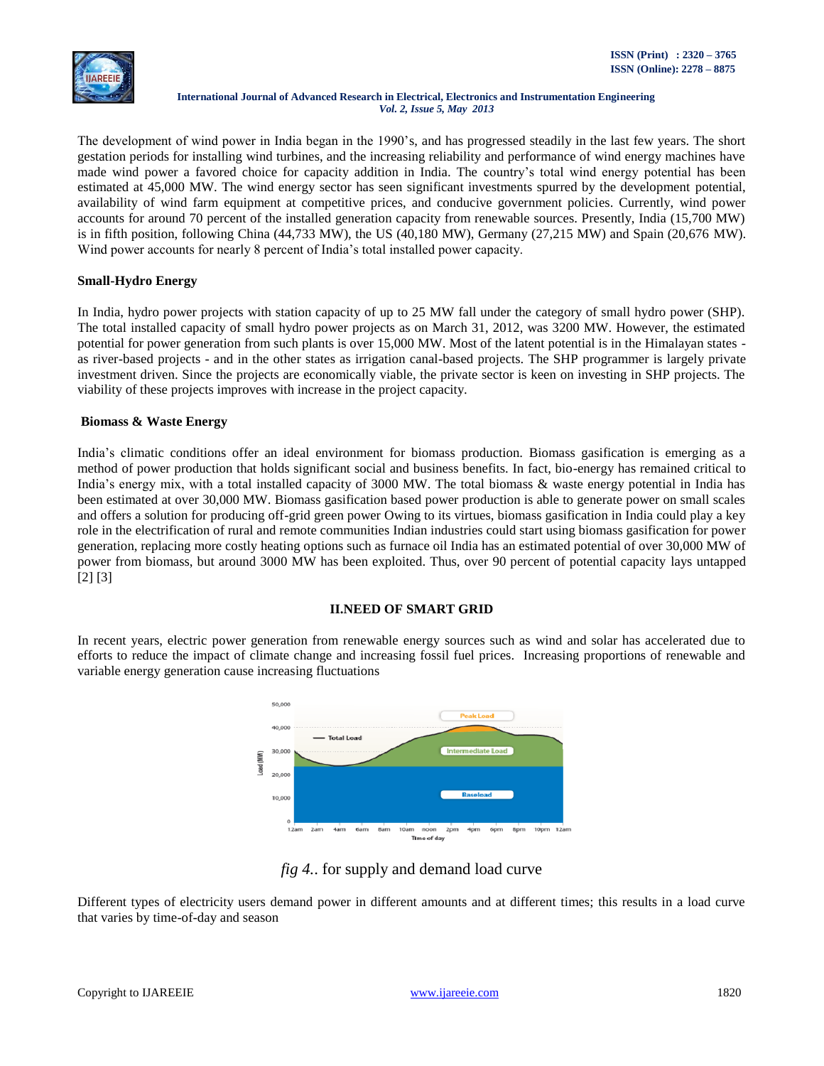The development of wind power in India began in the 1990's, and has progressed steadily in the last few years. The short gestation periods for installing wind turbines, and the increasing reliability and performance of wind energy machines have made wind power a favored choice for capacity addition in India. The country's total wind energy potential has been estimated at 45,000 MW. The wind energy sector has seen significant investments spurred by the development potential, availability of wind farm equipment at competitive prices, and conducive government policies. Currently, wind power accounts for around 70 percent of the installed generation capacity from renewable sources. Presently, India (15,700 MW) is in fifth position, following China (44,733 MW), the US (40,180 MW), Germany (27,215 MW) and Spain (20,676 MW). Wind power accounts for nearly 8 percent of India's total installed power capacity.

**Small-Hydro Energy**

In India, hydro power projects with station capacity of up to 25 MW fall under the category of small hydro power (SHP). The total installed capacity of small hydro power projects as on March 31, 2012, was 3200 MW. However, the estimated potential for power generation from such plants is over 15,000 MW. Most of the latent potential is in the Himalayan states - as river-based projects - and in the other states as irrigation canal-based projects. The SHP programmer is largely private investment driven. Since the projects are economically viable, the private sector is keen on investing in SHP projects. The viability of these projects improves with increase in the project capacity.

**Biomass & Waste Energy**

India's climatic conditions offer an ideal environment for biomass production. Biomass gasification is emerging as a method of power production that holds significant social and business benefits. In fact, bio-energy has remained critical to India's energy mix, with a total installed capacity of 3000 MW. The total biomass & waste energy potential in India has been estimated at over 30,000 MW. Biomass gasification based power production is able to generate power on small scales and offers a solution for producing off-grid green power Owing to its virtues, biomass gasification in India could play a key role in the electrification of rural and remote communities Indian industries could start using biomass gasification for power generation, replacing more costly heating options such as furnace oil India has an estimated potential of over 30,000 MW of power from biomass, but around 3000 MW has been exploited. Thus, over 90 percent of potential capacity lays untapped [2] [3]

## II.NEED OF SMART GRID

In recent years, electric power generation from renewable energy sources such as wind and solar has accelerated due to efforts to reduce the impact of climate change and increasing fossil fuel prices. Increasing proportions of renewable and variable energy generation cause increasing fluctuations

*fig 4.*. for supply and demand load curve

Different types of electricity users demand power in different amounts and at different times; this results in a load curve that varies by time-of-day and season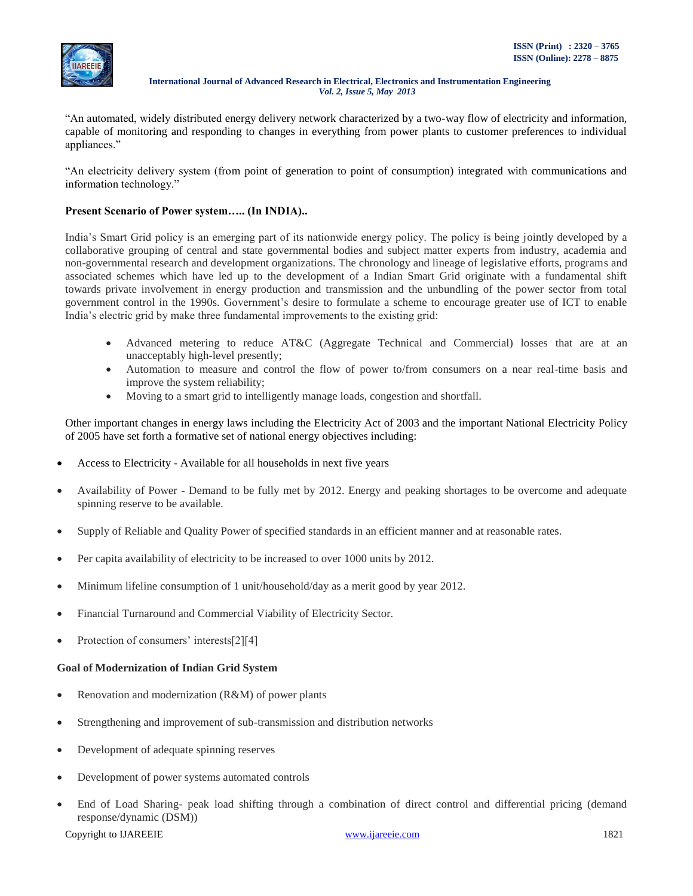"An automated, widely distributed energy delivery network characterized by a two-way flow of electricity and information, capable of monitoring and responding to changes in everything from power plants to customer preferences to individual appliances."

"An electricity delivery system (from point of generation to point of consumption) integrated with communications and information technology."

**Present Scenario of Power system….. (In INDIA)..**

India's Smart Grid policy is an emerging part of its nationwide energy policy. The policy is being jointly developed by a collaborative grouping of central and state governmental bodies and subject matter experts from industry, academia and non-governmental research and development organizations. The chronology and lineage of legislative efforts, programs and associated schemes which have led up to the development of a Indian Smart Grid originate with a fundamental shift towards private involvement in energy production and transmission and the unbundling of the power sector from total government control in the 1990s. Government's desire to formulate a scheme to encourage greater use of ICT to enable India's electric grid by make three fundamental improvements to the existing grid:

- Advanced metering to reduce AT&C (Aggregate Technical and Commercial) losses that are at an unacceptably high-level presently;
- Automation to measure and control the flow of power to/from consumers on a near real-time basis and improve the system reliability;
- Moving to a smart grid to intelligently manage loads, congestion and shortfall.

Other important changes in energy laws including the Electricity Act of 2003 and the important National Electricity Policy of 2005 have set forth a formative set of national energy objectives including:

- Access to Electricity - Available for all households in next five years
- Availability of Power - Demand to be fully met by 2012. Energy and peaking shortages to be overcome and adequate spinning reserve to be available.
- Supply of Reliable and Quality Power of specified standards in an efficient manner and at reasonable rates.
- Per capita availability of electricity to be increased to over 1000 units by 2012.
- Minimum lifeline consumption of 1 unit/household/day as a merit good by year 2012.
- Financial Turnaround and Commercial Viability of Electricity Sector.
- Protection of consumers' interests[2][4]

**Goal of Modernization of Indian Grid System**

- Renovation and modernization (R&M) of power plants
- Strengthening and improvement of sub-transmission and distribution networks
- Development of adequate spinning reserves
- Development of power systems automated controls
- End of Load Sharing- peak load shifting through a combination of direct control and differential pricing (demand response/dynamic (DSM))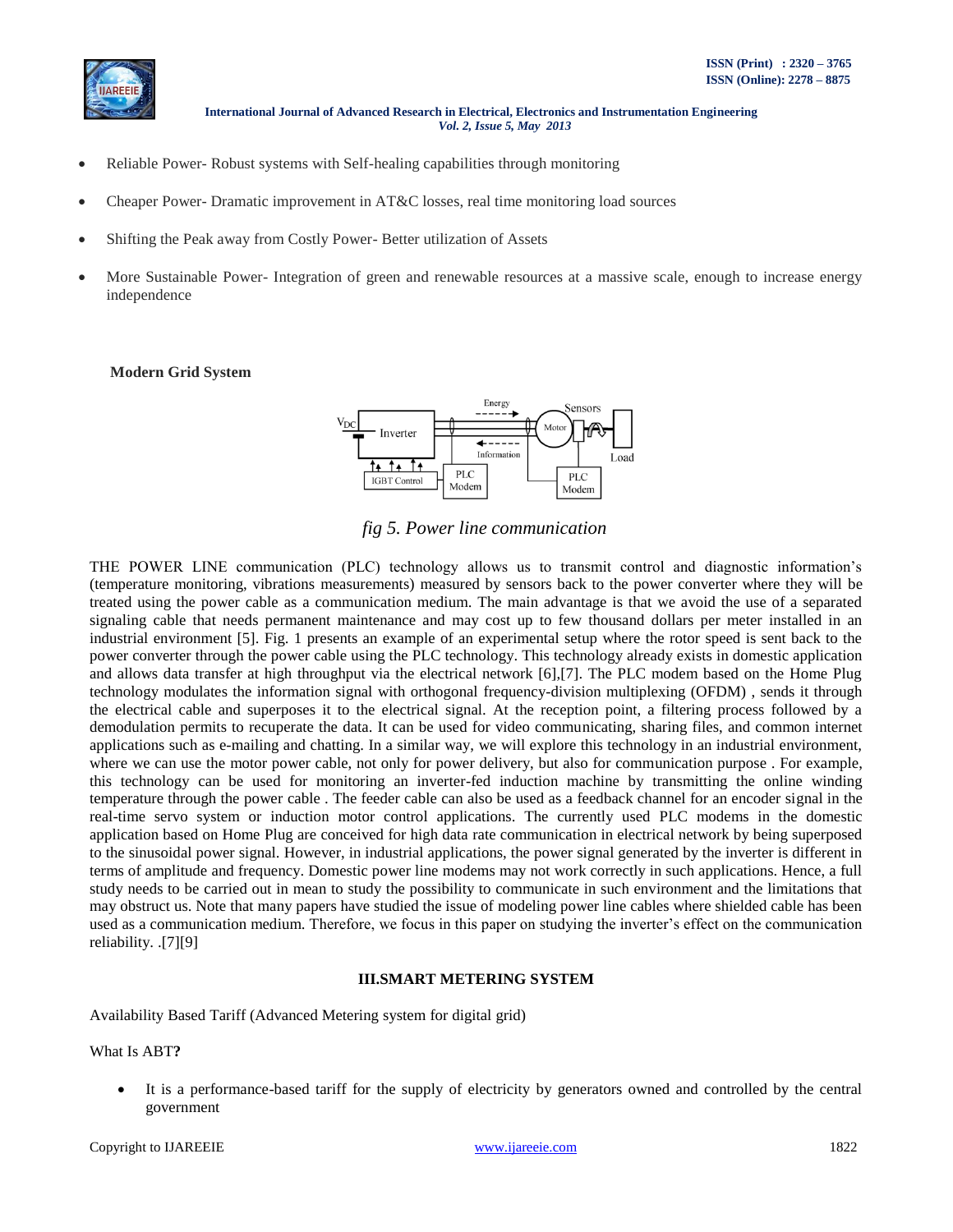- Reliable Power- Robust systems with Self-healing capabilities through monitoring
- Cheaper Power- Dramatic improvement in AT&C losses, real time monitoring load sources
- Shifting the Peak away from Costly Power- Better utilization of Assets
- More Sustainable Power- Integration of green and renewable resources at a massive scale, enough to increase energy independence

**Modern Grid System**

*fig 5. Power line communication*

THE POWER LINE communication (PLC) technology allows us to transmit control and diagnostic information's (temperature monitoring, vibrations measurements) measured by sensors back to the power converter where they will be treated using the power cable as a communication medium. The main advantage is that we avoid the use of a separated signaling cable that needs permanent maintenance and may cost up to few thousand dollars per meter installed in an industrial environment [5]. Fig. 1 presents an example of an experimental setup where the rotor speed is sent back to the power converter through the power cable using the PLC technology. This technology already exists in domestic application and allows data transfer at high throughput via the electrical network [6],[7]. The PLC modem based on the Home Plug technology modulates the information signal with orthogonal frequency-division multiplexing (OFDM) , sends it through the electrical cable and superposes it to the electrical signal. At the reception point, a filtering process followed by a demodulation permits to recuperate the data. It can be used for video communicating, sharing files, and common internet applications such as e-mailing and chatting. In a similar way, we will explore this technology in an industrial environment, where we can use the motor power cable, not only for power delivery, but also for communication purpose . For example, this technology can be used for monitoring an inverter-fed induction machine by transmitting the online winding temperature through the power cable . The feeder cable can also be used as a feedback channel for an encoder signal in the real-time servo system or induction motor control applications. The currently used PLC modems in the domestic application based on Home Plug are conceived for high data rate communication in electrical network by being superposed to the sinusoidal power signal. However, in industrial applications, the power signal generated by the inverter is different in terms of amplitude and frequency. Domestic power line modems may not work correctly in such applications. Hence, a full study needs to be carried out in mean to study the possibility to communicate in such environment and the limitations that may obstruct us. Note that many papers have studied the issue of modeling power line cables where shielded cable has been used as a communication medium. Therefore, we focus in this paper on studying the inverter's effect on the communication reliability. .[7][9]

## III.SMART METERING SYSTEM

Availability Based Tariff (Advanced Metering system for digital grid)

What Is ABT**?**

- It is a performance-based tariff for the supply of electricity by generators owned and controlled by the central government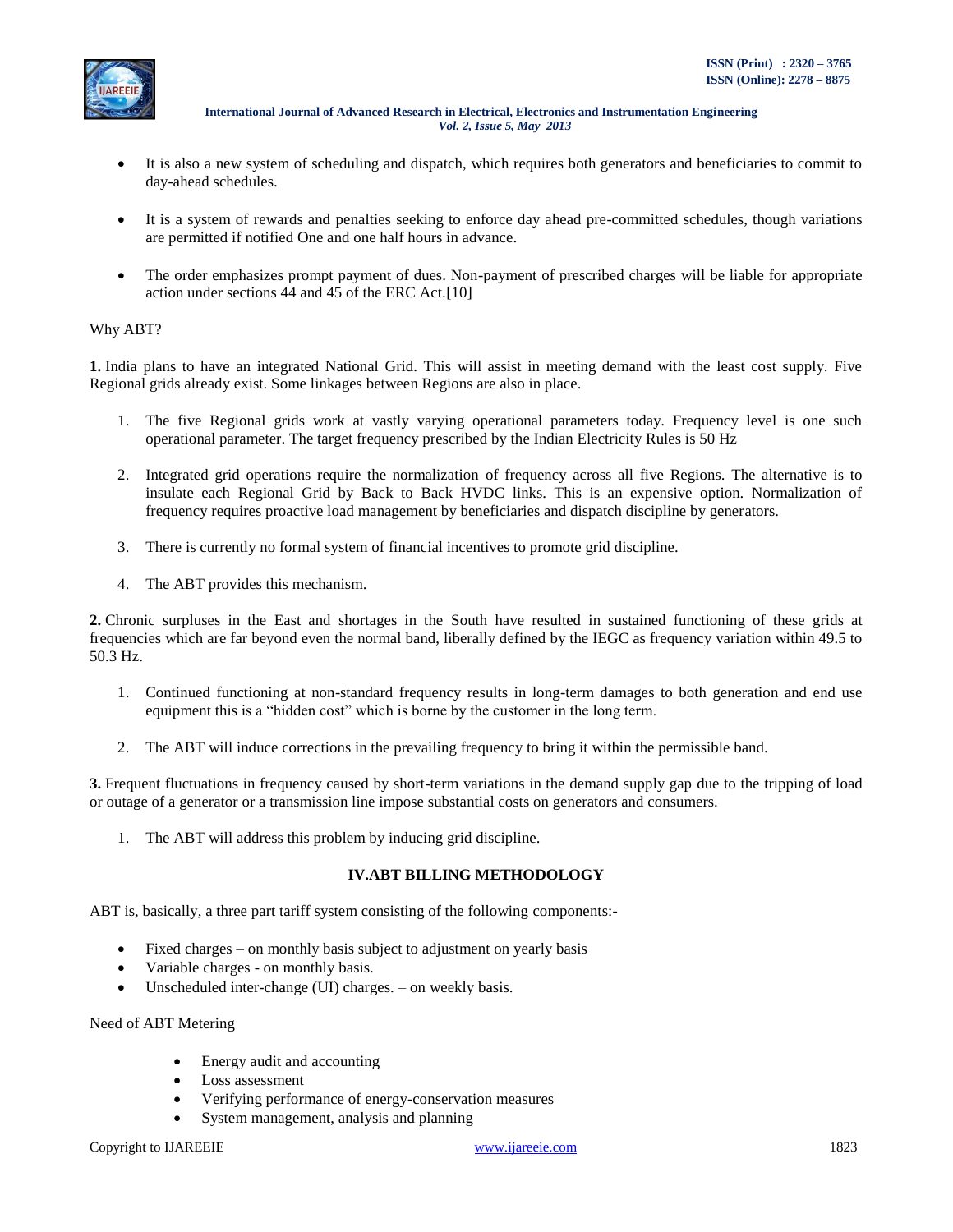- It is also a new system of scheduling and dispatch, which requires both generators and beneficiaries to commit to day-ahead schedules.
- It is a system of rewards and penalties seeking to enforce day ahead pre-committed schedules, though variations are permitted if notified One and one half hours in advance.
- The order emphasizes prompt payment of dues. Non-payment of prescribed charges will be liable for appropriate action under sections 44 and 45 of the ERC Act.[10]

Why ABT?

**1.** India plans to have an integrated National Grid. This will assist in meeting demand with the least cost supply. Five Regional grids already exist. Some linkages between Regions are also in place.

1. The five Regional grids work at vastly varying operational parameters today. Frequency level is one such operational parameter. The target frequency prescribed by the Indian Electricity Rules is 50 Hz
2. Integrated grid operations require the normalization of frequency across all five Regions. The alternative is to insulate each Regional Grid by Back to Back HVDC links. This is an expensive option. Normalization of frequency requires proactive load management by beneficiaries and dispatch discipline by generators.
3. There is currently no formal system of financial incentives to promote grid discipline.
4. The ABT provides this mechanism.

**2.** Chronic surpluses in the East and shortages in the South have resulted in sustained functioning of these grids at frequencies which are far beyond even the normal band, liberally defined by the IEGC as frequency variation within 49.5 to 50.3 Hz.

1. Continued functioning at non-standard frequency results in long-term damages to both generation and end use equipment this is a "hidden cost" which is borne by the customer in the long term.
2. The ABT will induce corrections in the prevailing frequency to bring it within the permissible band.

**3.** Frequent fluctuations in frequency caused by short-term variations in the demand supply gap due to the tripping of load or outage of a generator or a transmission line impose substantial costs on generators and consumers.

1. The ABT will address this problem by inducing grid discipline.

## IV.ABT BILLING METHODOLOGY

ABT is, basically, a three part tariff system consisting of the following components:-

- Fixed charges – on monthly basis subject to adjustment on yearly basis
- Variable charges - on monthly basis.
- Unscheduled inter-change (UI) charges. – on weekly basis.

Need of ABT Metering

- Energy audit and accounting
- Loss assessment
- Verifying performance of energy-conservation measures
- System management, analysis and planning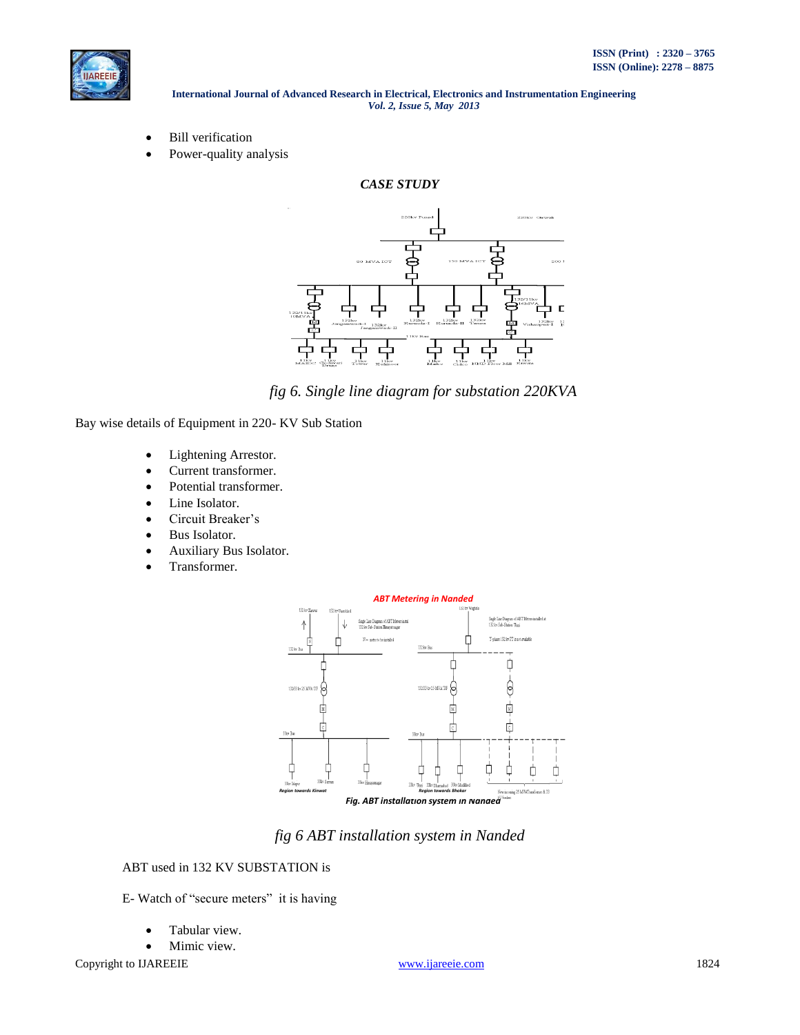- Bill verification
- Power-quality analysis

### *CASE STUDY*

*fig 6. Single line diagram for substation 220KVA*

Bay wise details of Equipment in 220- KV Sub Station

- Lightening Arrestor.
- Current transformer.
- Potential transformer.
- Line Isolator.
- Circuit Breaker's
- Bus Isolator.
- Auxiliary Bus Isolator.
- Transformer.

*fig 6 ABT installation system in Nanded*

ABT used in 132 KV SUBSTATION is

E- Watch of "secure meters" it is having

- Tabular view.
- Mimic view.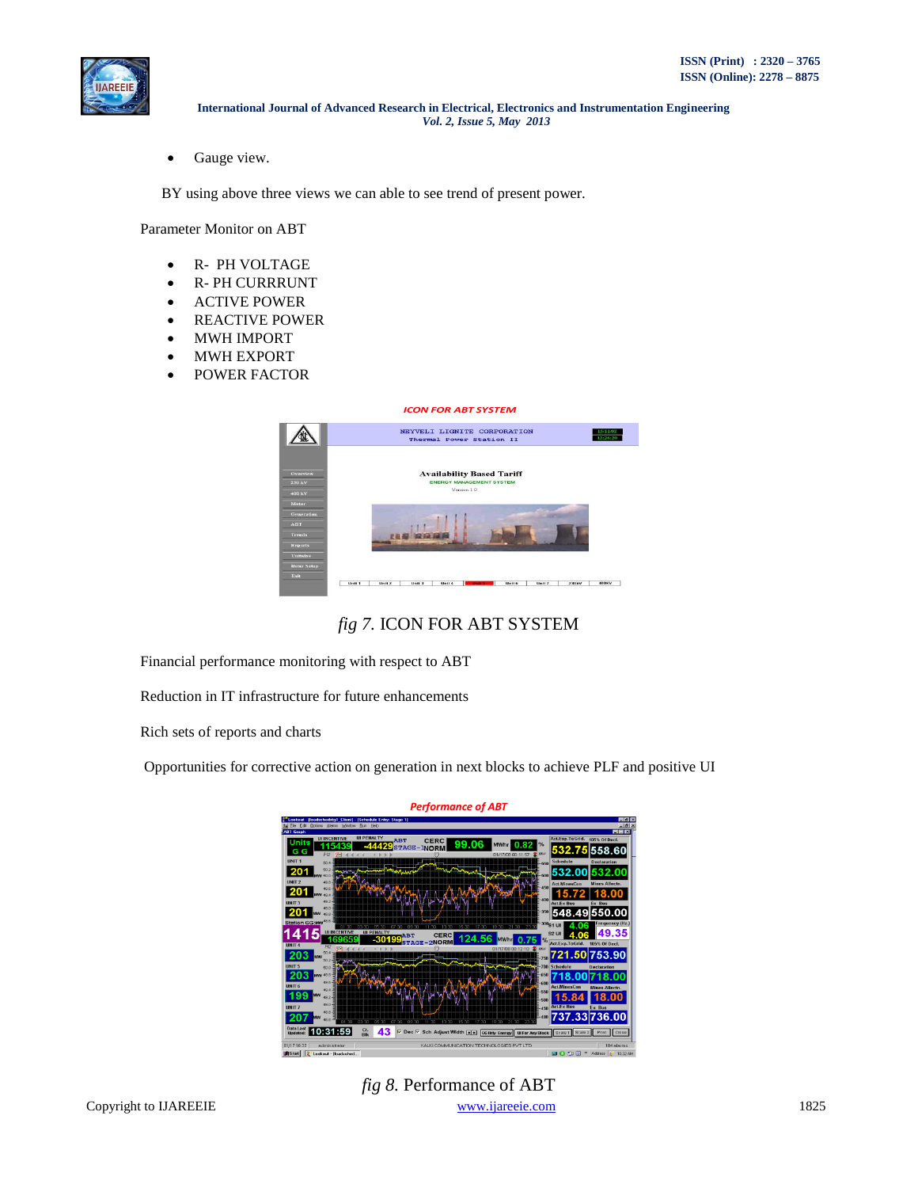- Gauge view.

BY using above three views we can able to see trend of present power.

Parameter Monitor on ABT

- R- PH VOLTAGE
- R- PH CURRRUNT
- ACTIVE POWER
- REACTIVE POWER
- MWH IMPORT
- MWH EXPORT
- POWER FACTOR

*ICON FOR ABT SYSTEM*

*fig 7.* ICON FOR ABT SYSTEM

Financial performance monitoring with respect to ABT

Reduction in IT infrastructure for future enhancements

Rich sets of reports and charts

Opportunities for corrective action on generation in next blocks to achieve PLF and positive UI

*Performance of ABT*

*fig 8.* Performance of ABT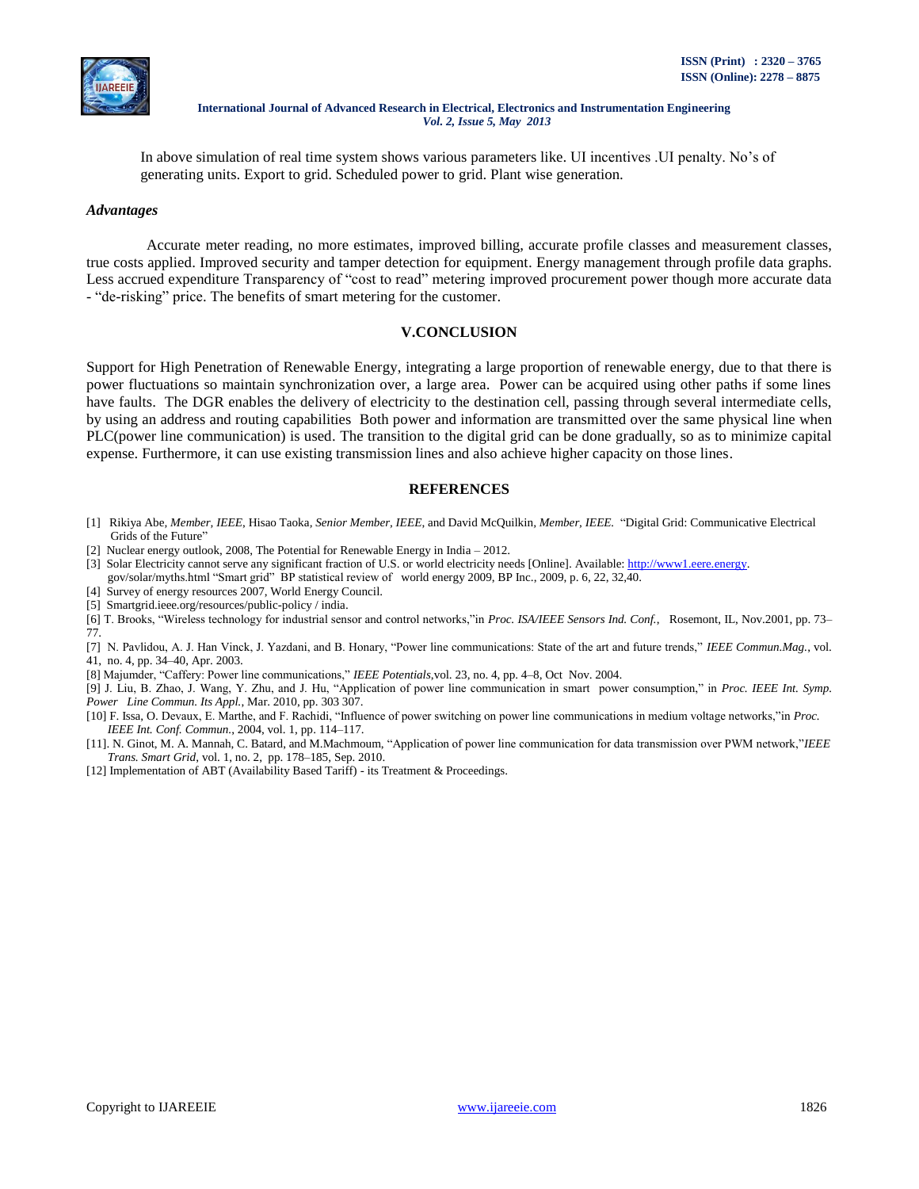In above simulation of real time system shows various parameters like. UI incentives .UI penalty. No's of generating units. Export to grid. Scheduled power to grid. Plant wise generation.

### *Advantages*

Accurate meter reading, no more estimates, improved billing, accurate profile classes and measurement classes, true costs applied. Improved security and tamper detection for equipment. Energy management through profile data graphs. Less accrued expenditure Transparency of "cost to read" metering improved procurement power though more accurate data - "de-risking" price. The benefits of smart metering for the customer.

## V.CONCLUSION

Support for High Penetration of Renewable Energy, integrating a large proportion of renewable energy, due to that there is power fluctuations so maintain synchronization over, a large area. Power can be acquired using other paths if some lines have faults. The DGR enables the delivery of electricity to the destination cell, passing through several intermediate cells, by using an address and routing capabilities Both power and information are transmitted over the same physical line when PLC(power line communication) is used. The transition to the digital grid can be done gradually, so as to minimize capital expense. Furthermore, it can use existing transmission lines and also achieve higher capacity on those lines.

## REFERENCES

[1] Rikiya Abe, *Member, IEEE*, Hisao Taoka, *Senior Member, IEEE*, and David McQuilkin, *Member, IEEE.* "Digital Grid: Communicative Electrical Grids of the Future"

[2] Nuclear energy outlook, 2008, The Potential for Renewable Energy in India – 2012.

[3] Solar Electricity cannot serve any significant fraction of U.S. or world electricity needs [Online]. Available: http://www1.eere.energy. gov/solar/myths.html "Smart grid" BP statistical review of world energy 2009, BP Inc., 2009, p. 6, 22, 32,40.

[4] Survey of energy resources 2007, World Energy Council.

[5] Smartgrid.ieee.org/resources/public-policy / india.

[6] T. Brooks, "Wireless technology for industrial sensor and control networks,"in *Proc. ISA/IEEE Sensors Ind. Conf.*, Rosemont, IL, Nov.2001, pp. 73–77.

[7] N. Pavlidou, A. J. Han Vinck, J. Yazdani, and B. Honary, "Power line communications: State of the art and future trends," *IEEE Commun.Mag.*, vol. 41, no. 4, pp. 34–40, Apr. 2003.

[8] Majumder, "Caffery: Power line communications," *IEEE Potentials*,vol. 23, no. 4, pp. 4–8, Oct Nov. 2004.

[9] J. Liu, B. Zhao, J. Wang, Y. Zhu, and J. Hu, "Application of power line communication in smart power consumption," in *Proc. IEEE Int. Symp. Power Line Commun. Its Appl.*, Mar. 2010, pp. 303 307.

[10] F. Issa, O. Devaux, E. Marthe, and F. Rachidi, "Influence of power switching on power line communications in medium voltage networks,"in *Proc. IEEE Int. Conf. Commun.*, 2004, vol. 1, pp. 114–117.

[11]. N. Ginot, M. A. Mannah, C. Batard, and M.Machmoum, "Application of power line communication for data transmission over PWM network,"*IEEE Trans. Smart Grid*, vol. 1, no. 2, pp. 178–185, Sep. 2010.

[12] Implementation of ABT (Availability Based Tariff) - its Treatment & Proceedings.